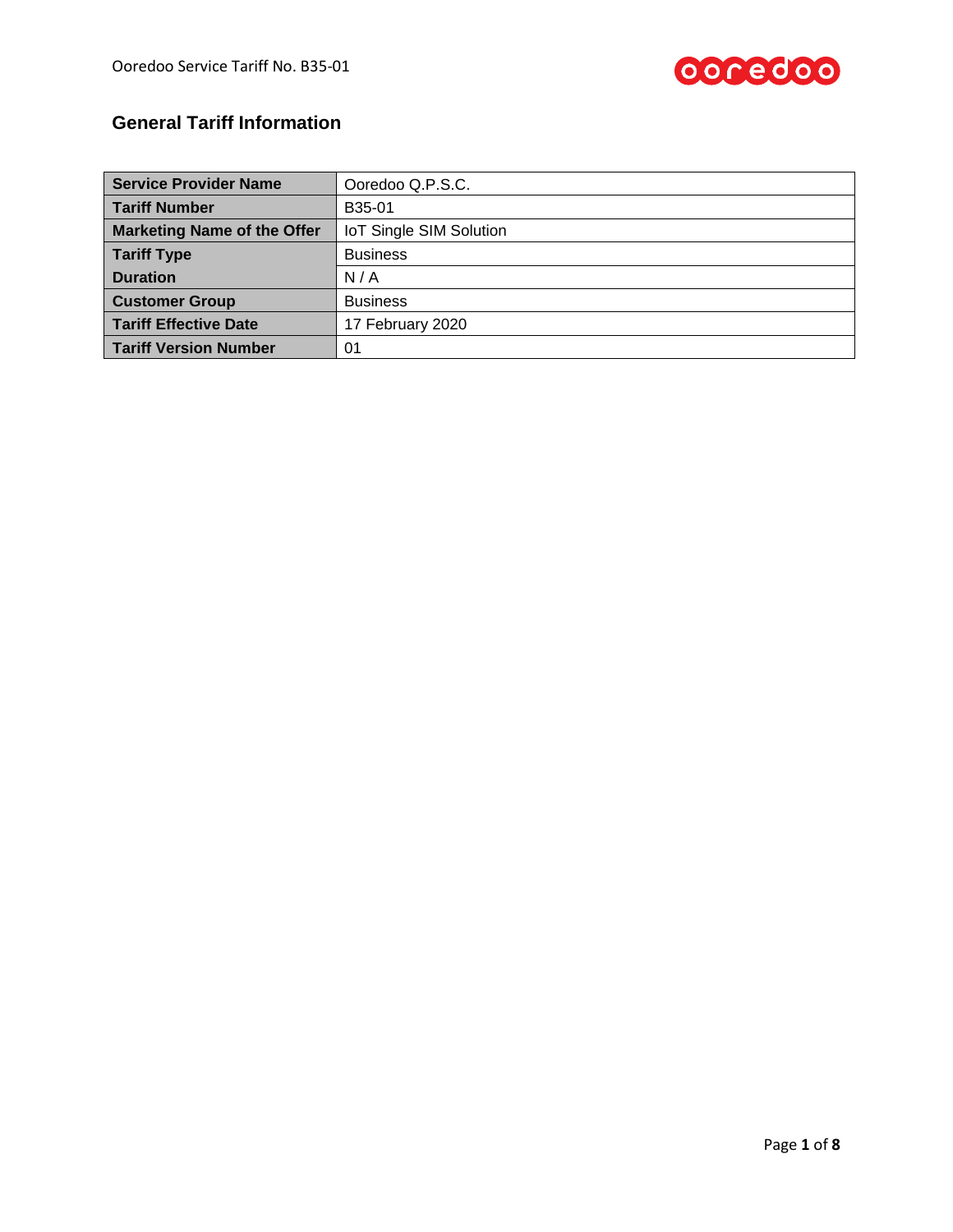## General Tariff Information

| Service Provider Name | Ooredoo Q.P.S.C. |
|---|---|
| Tariff Number | B35-01 |
| Marketing Name of the Offer | IoT Single SIM Solution |
| Tariff Type | Business |
| Duration | N / A |
| Customer Group | Business |
| Tariff Effective Date | 17 February 2020 |
| Tariff Version Number | 01 |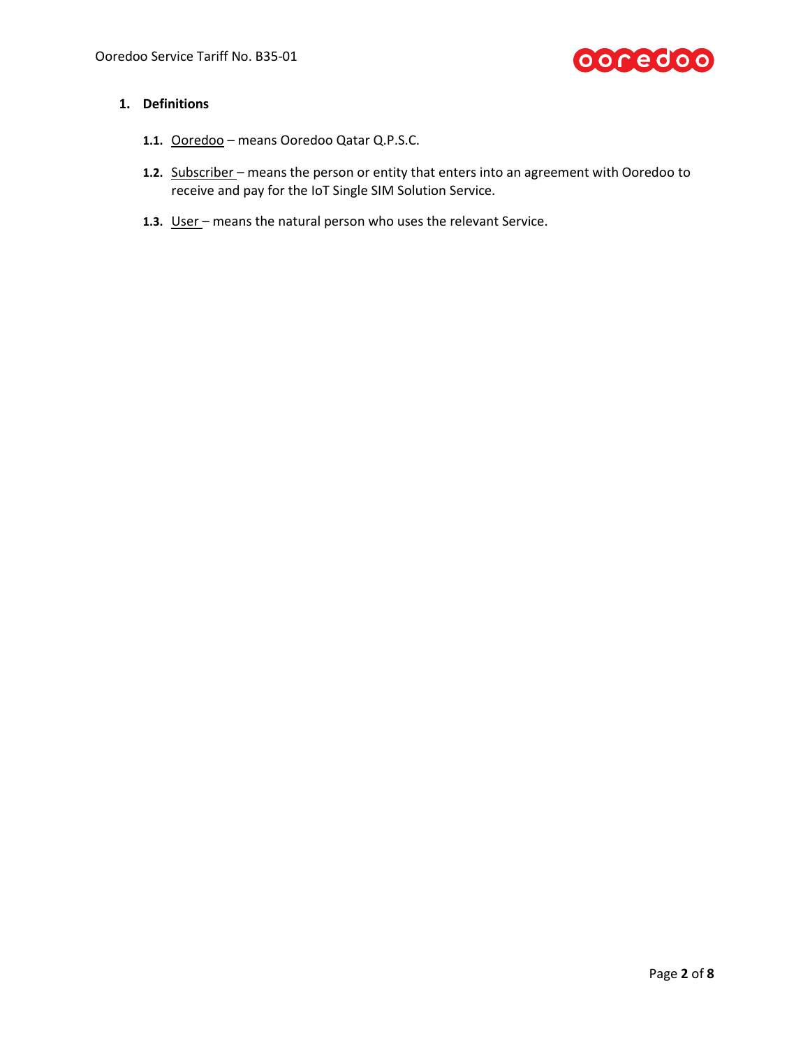## 1. Definitions

**1.1.** Ooredoo – means Ooredoo Qatar Q.P.S.C.

**1.2.** Subscriber – means the person or entity that enters into an agreement with Ooredoo to receive and pay for the IoT Single SIM Solution Service.

**1.3.** User – means the natural person who uses the relevant Service.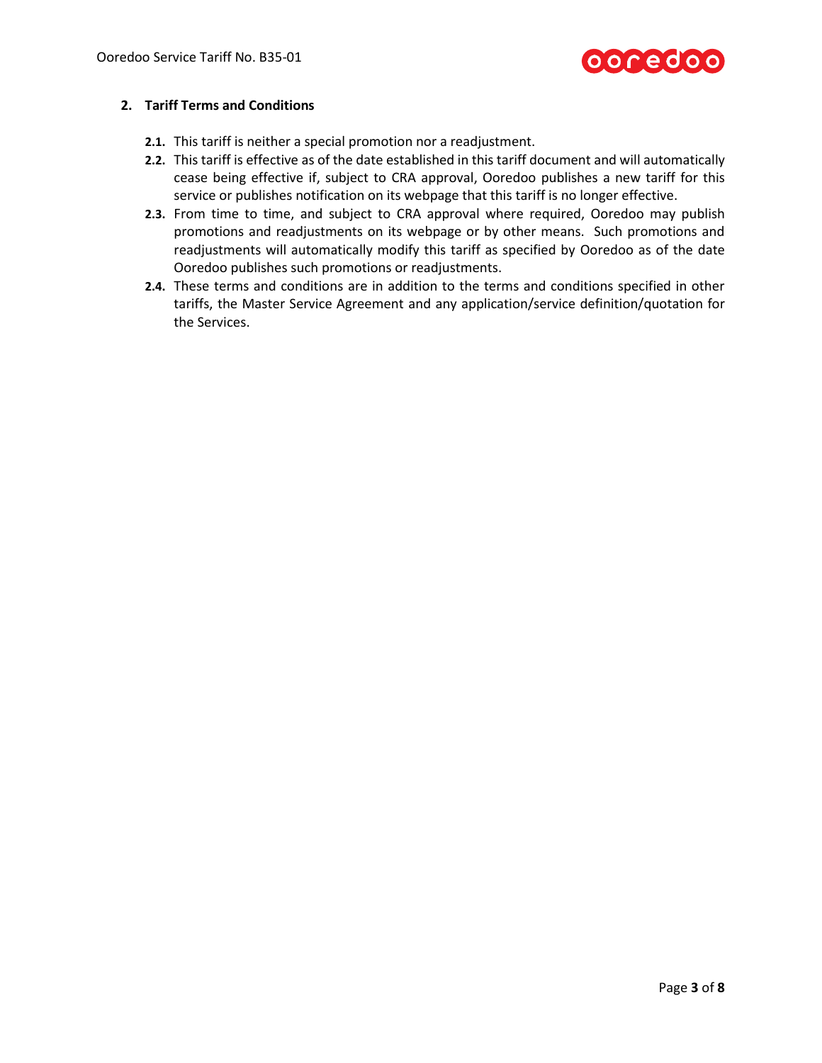## 2. Tariff Terms and Conditions

**2.1.** This tariff is neither a special promotion nor a readjustment.

**2.2.** This tariff is effective as of the date established in this tariff document and will automatically cease being effective if, subject to CRA approval, Ooredoo publishes a new tariff for this service or publishes notification on its webpage that this tariff is no longer effective.

**2.3.** From time to time, and subject to CRA approval where required, Ooredoo may publish promotions and readjustments on its webpage or by other means. Such promotions and readjustments will automatically modify this tariff as specified by Ooredoo as of the date Ooredoo publishes such promotions or readjustments.

**2.4.** These terms and conditions are in addition to the terms and conditions specified in other tariffs, the Master Service Agreement and any application/service definition/quotation for the Services.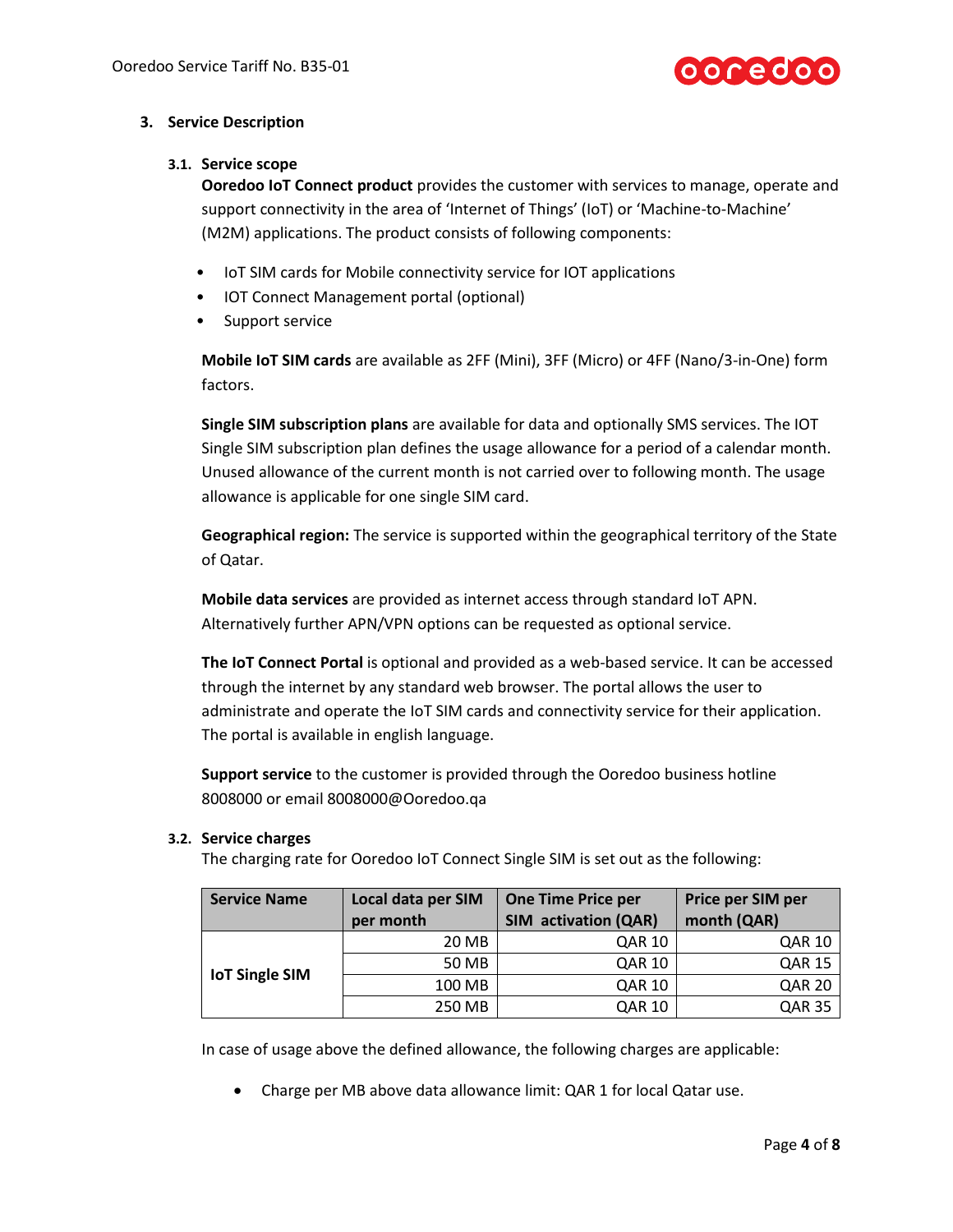## 3. Service Description

### 3.1. Service scope

**Ooredoo IoT Connect product** provides the customer with services to manage, operate and support connectivity in the area of 'Internet of Things' (IoT) or 'Machine-to-Machine' (M2M) applications. The product consists of following components:

- IoT SIM cards for Mobile connectivity service for IOT applications
- IOT Connect Management portal (optional)
- Support service

**Mobile IoT SIM cards** are available as 2FF (Mini), 3FF (Micro) or 4FF (Nano/3-in-One) form factors.

**Single SIM subscription plans** are available for data and optionally SMS services. The IOT Single SIM subscription plan defines the usage allowance for a period of a calendar month. Unused allowance of the current month is not carried over to following month. The usage allowance is applicable for one single SIM card.

**Geographical region:** The service is supported within the geographical territory of the State of Qatar.

**Mobile data services** are provided as internet access through standard IoT APN. Alternatively further APN/VPN options can be requested as optional service.

**The IoT Connect Portal** is optional and provided as a web-based service. It can be accessed through the internet by any standard web browser. The portal allows the user to administrate and operate the IoT SIM cards and connectivity service for their application. The portal is available in english language.

**Support service** to the customer is provided through the Ooredoo business hotline 8008000 or email 8008000@Ooredoo.qa

### 3.2. Service charges

The charging rate for Ooredoo IoT Connect Single SIM is set out as the following:

| Service Name | Local data per SIM per month | One Time Price per SIM activation (QAR) | Price per SIM per month (QAR) |
|---|---|---|---|
| IoT Single SIM | 20 MB | QAR 10 | QAR 10 |
| | 50 MB | QAR 10 | QAR 15 |
| | 100 MB | QAR 10 | QAR 20 |
| | 250 MB | QAR 10 | QAR 35 |

In case of usage above the defined allowance, the following charges are applicable:

- Charge per MB above data allowance limit: QAR 1 for local Qatar use.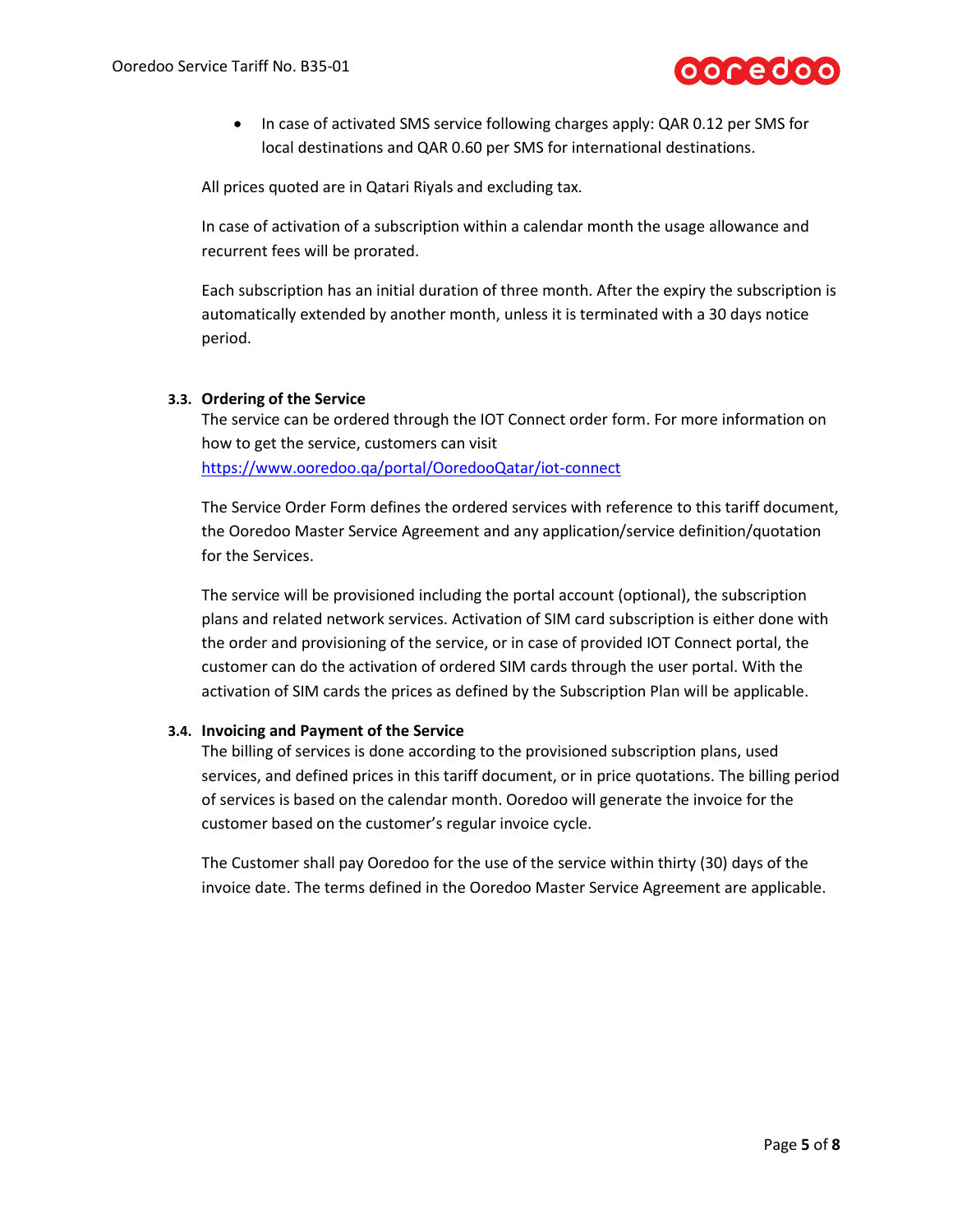- In case of activated SMS service following charges apply: QAR 0.12 per SMS for local destinations and QAR 0.60 per SMS for international destinations.

All prices quoted are in Qatari Riyals and excluding tax.

In case of activation of a subscription within a calendar month the usage allowance and recurrent fees will be prorated.

Each subscription has an initial duration of three month. After the expiry the subscription is automatically extended by another month, unless it is terminated with a 30 days notice period.

### 3.3. Ordering of the Service

The service can be ordered through the IOT Connect order form. For more information on how to get the service, customers can visit [https://www.ooredoo.qa/portal/OoredooQatar/iot-connect](https://www.ooredoo.qa/portal/OoredooQatar/iot-connect)

The Service Order Form defines the ordered services with reference to this tariff document, the Ooredoo Master Service Agreement and any application/service definition/quotation for the Services.

The service will be provisioned including the portal account (optional), the subscription plans and related network services. Activation of SIM card subscription is either done with the order and provisioning of the service, or in case of provided IOT Connect portal, the customer can do the activation of ordered SIM cards through the user portal. With the activation of SIM cards the prices as defined by the Subscription Plan will be applicable.

### 3.4. Invoicing and Payment of the Service

The billing of services is done according to the provisioned subscription plans, used services, and defined prices in this tariff document, or in price quotations. The billing period of services is based on the calendar month. Ooredoo will generate the invoice for the customer based on the customer's regular invoice cycle.

The Customer shall pay Ooredoo for the use of the service within thirty (30) days of the invoice date. The terms defined in the Ooredoo Master Service Agreement are applicable.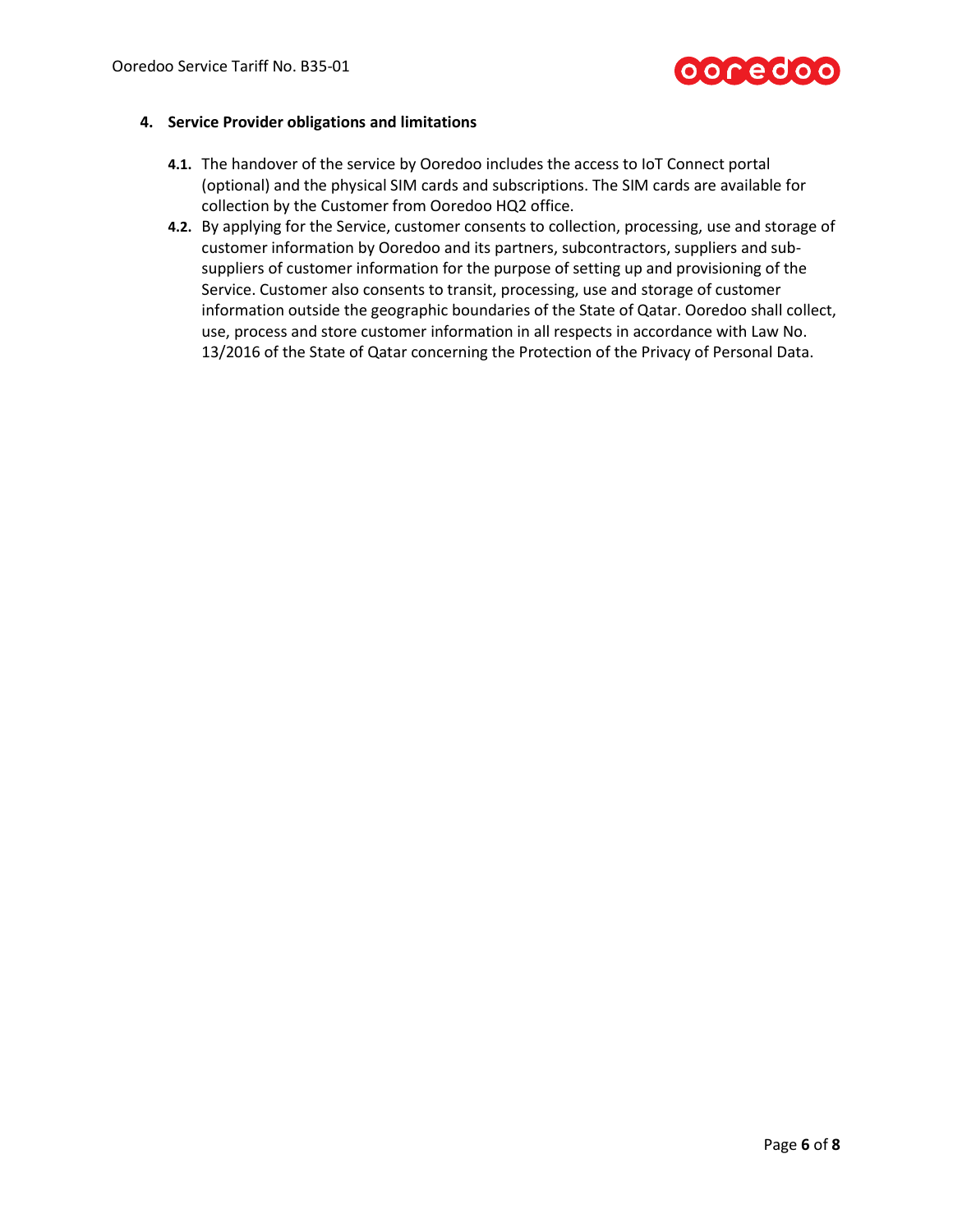## 4. Service Provider obligations and limitations

**4.1.** The handover of the service by Ooredoo includes the access to IoT Connect portal (optional) and the physical SIM cards and subscriptions. The SIM cards are available for collection by the Customer from Ooredoo HQ2 office.

**4.2.** By applying for the Service, customer consents to collection, processing, use and storage of customer information by Ooredoo and its partners, subcontractors, suppliers and sub-suppliers of customer information for the purpose of setting up and provisioning of the Service. Customer also consents to transit, processing, use and storage of customer information outside the geographic boundaries of the State of Qatar. Ooredoo shall collect, use, process and store customer information in all respects in accordance with Law No. 13/2016 of the State of Qatar concerning the Protection of the Privacy of Personal Data.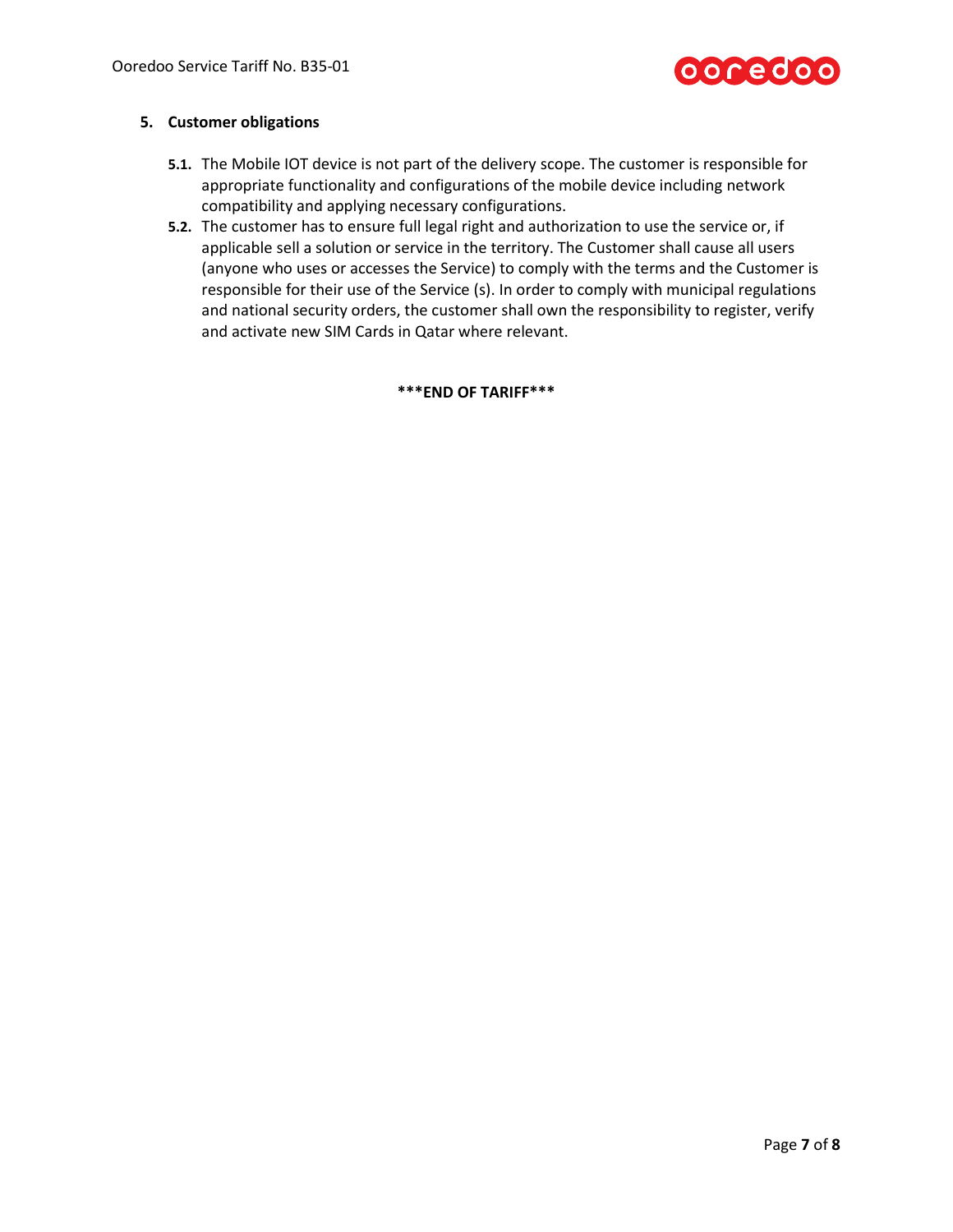## 5. Customer obligations

**5.1.** The Mobile IOT device is not part of the delivery scope. The customer is responsible for appropriate functionality and configurations of the mobile device including network compatibility and applying necessary configurations.

**5.2.** The customer has to ensure full legal right and authorization to use the service or, if applicable sell a solution or service in the territory. The Customer shall cause all users (anyone who uses or accesses the Service) to comply with the terms and the Customer is responsible for their use of the Service (s). In order to comply with municipal regulations and national security orders, the customer shall own the responsibility to register, verify and activate new SIM Cards in Qatar where relevant.

**\*\*\*END OF TARIFF\*\*\***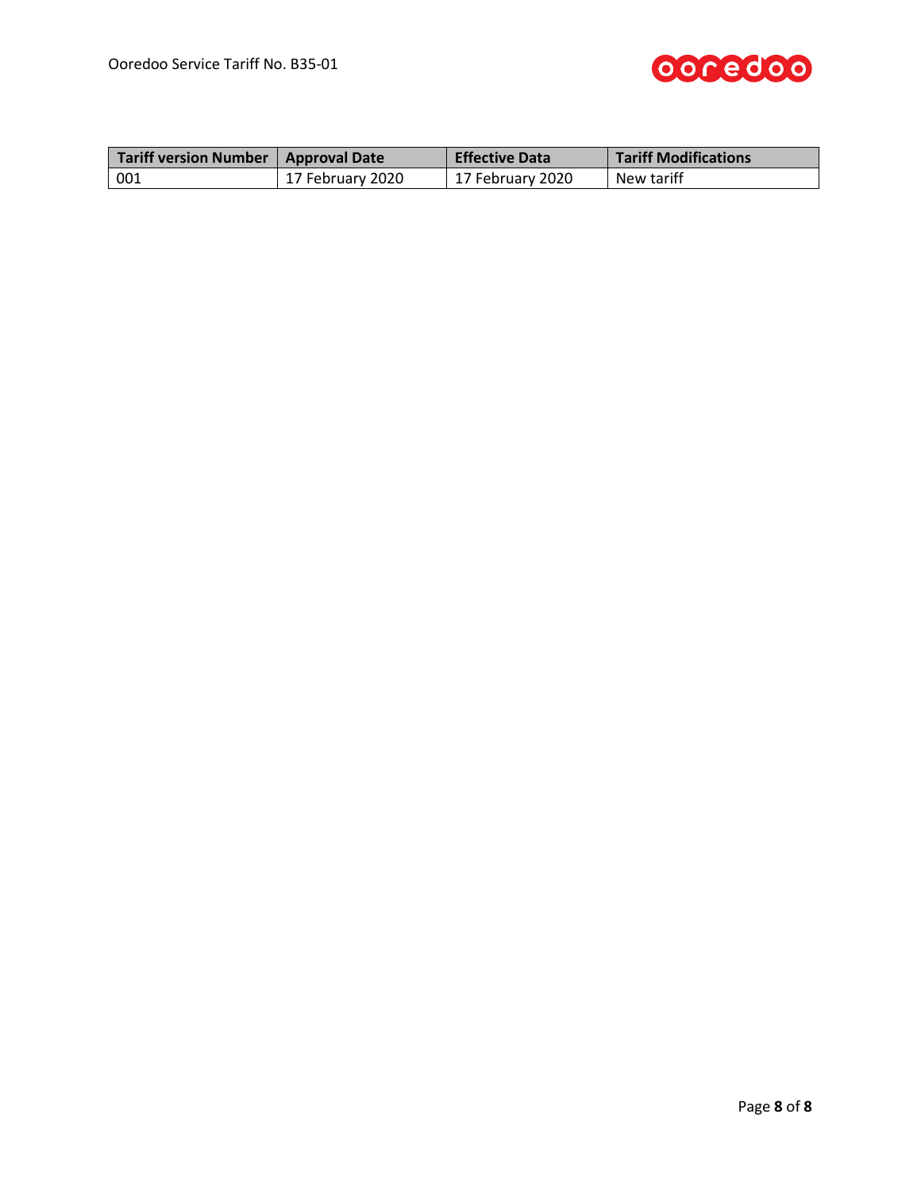| Tariff version Number | Approval Date | Effective Data | Tariff Modifications |
|---|---|---|---|
| 001 | 17 February 2020 | 17 February 2020 | New tariff |